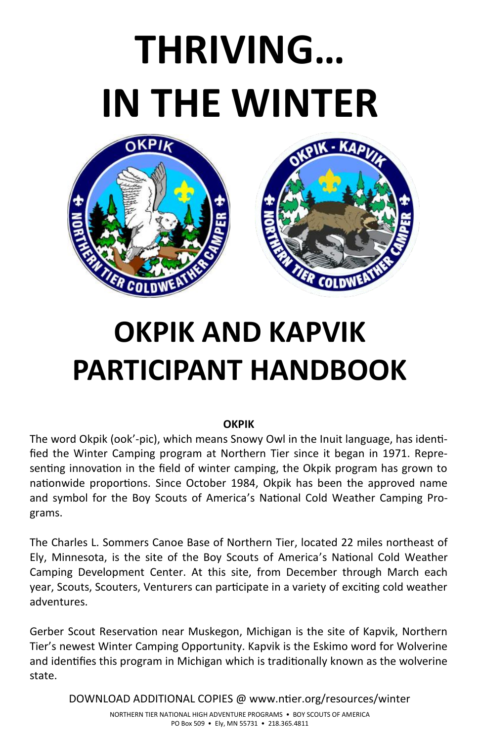# THRIVING… IN THE WINTER

# OKPIK AND KAPVIK PARTICIPANT HANDBOOK

**OKPIK**

The word Okpik (ook'-pic), which means Snowy Owl in the Inuit language, has identified the Winter Camping program at Northern Tier since it began in 1971. Representing innovation in the field of winter camping, the Okpik program has grown to nationwide proportions. Since October 1984, Okpik has been the approved name and symbol for the Boy Scouts of America's National Cold Weather Camping Programs.

The Charles L. Sommers Canoe Base of Northern Tier, located 22 miles northeast of Ely, Minnesota, is the site of the Boy Scouts of America's National Cold Weather Camping Development Center. At this site, from December through March each year, Scouts, Scouters, Venturers can participate in a variety of exciting cold weather adventures.

Gerber Scout Reservation near Muskegon, Michigan is the site of Kapvik, Northern Tier's newest Winter Camping Opportunity. Kapvik is the Eskimo word for Wolverine and identifies this program in Michigan which is traditionally known as the wolverine state.

DOWNLOAD ADDITIONAL COPIES @ www.ntier.org/resources/winter

NORTHERN TIER NATIONAL HIGH ADVENTURE PROGRAMS • BOY SCOUTS OF AMERICA
PO Box 509 • Ely, MN 55731 • 218.365.4811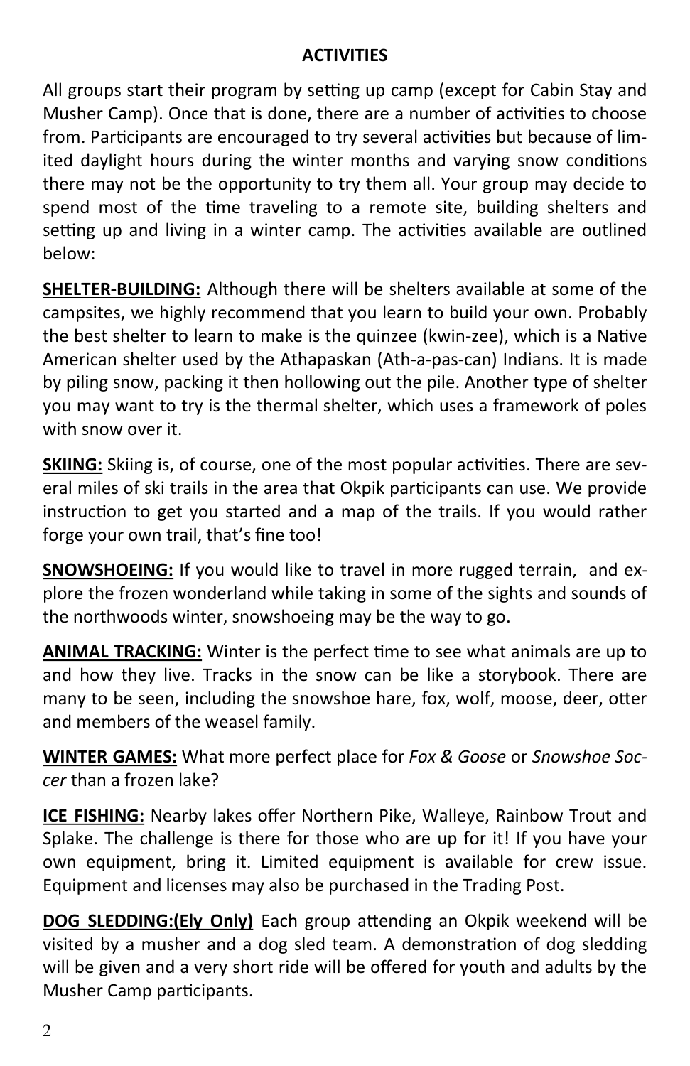## ACTIVITIES

All groups start their program by setting up camp (except for Cabin Stay and Musher Camp). Once that is done, there are a number of activities to choose from. Participants are encouraged to try several activities but because of limited daylight hours during the winter months and varying snow conditions there may not be the opportunity to try them all. Your group may decide to spend most of the time traveling to a remote site, building shelters and setting up and living in a winter camp. The activities available are outlined below:

**SHELTER-BUILDING:** Although there will be shelters available at some of the campsites, we highly recommend that you learn to build your own. Probably the best shelter to learn to make is the quinzee (kwin-zee), which is a Native American shelter used by the Athapaskan (Ath-a-pas-can) Indians. It is made by piling snow, packing it then hollowing out the pile. Another type of shelter you may want to try is the thermal shelter, which uses a framework of poles with snow over it.

**SKIING:** Skiing is, of course, one of the most popular activities. There are several miles of ski trails in the area that Okpik participants can use. We provide instruction to get you started and a map of the trails. If you would rather forge your own trail, that's fine too!

**SNOWSHOEING:** If you would like to travel in more rugged terrain, and explore the frozen wonderland while taking in some of the sights and sounds of the northwoods winter, snowshoeing may be the way to go.

**ANIMAL TRACKING:** Winter is the perfect time to see what animals are up to and how they live. Tracks in the snow can be like a storybook. There are many to be seen, including the snowshoe hare, fox, wolf, moose, deer, otter and members of the weasel family.

**WINTER GAMES:** What more perfect place for *Fox & Goose* or *Snowshoe Soccer* than a frozen lake?

**ICE FISHING:** Nearby lakes offer Northern Pike, Walleye, Rainbow Trout and Splake. The challenge is there for those who are up for it! If you have your own equipment, bring it. Limited equipment is available for crew issue. Equipment and licenses may also be purchased in the Trading Post.

**DOG SLEDDING:(Ely Only)** Each group attending an Okpik weekend will be visited by a musher and a dog sled team. A demonstration of dog sledding will be given and a very short ride will be offered for youth and adults by the Musher Camp participants.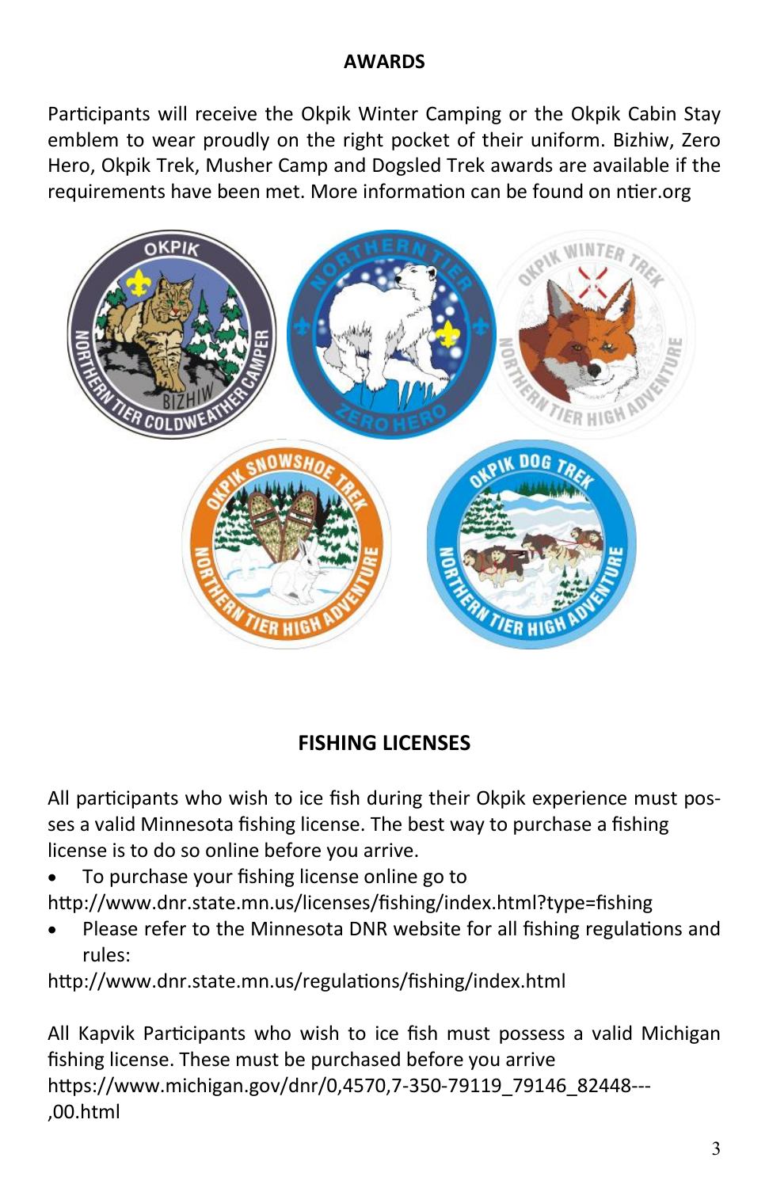## AWARDS

Participants will receive the Okpik Winter Camping or the Okpik Cabin Stay emblem to wear proudly on the right pocket of their uniform. Bizhiw, Zero Hero, Okpik Trek, Musher Camp and Dogsled Trek awards are available if the requirements have been met. More information can be found on ntier.org

## FISHING LICENSES

All participants who wish to ice fish during their Okpik experience must posses a valid Minnesota fishing license. The best way to purchase a fishing license is to do so online before you arrive.

- To purchase your fishing license online go to

http://www.dnr.state.mn.us/licenses/fishing/index.html?type=fishing

- Please refer to the Minnesota DNR website for all fishing regulations and rules:

http://www.dnr.state.mn.us/regulations/fishing/index.html

All Kapvik Participants who wish to ice fish must possess a valid Michigan fishing license. These must be purchased before you arrive
https://www.michigan.gov/dnr/0,4570,7-350-79119_79146_82448---,00.html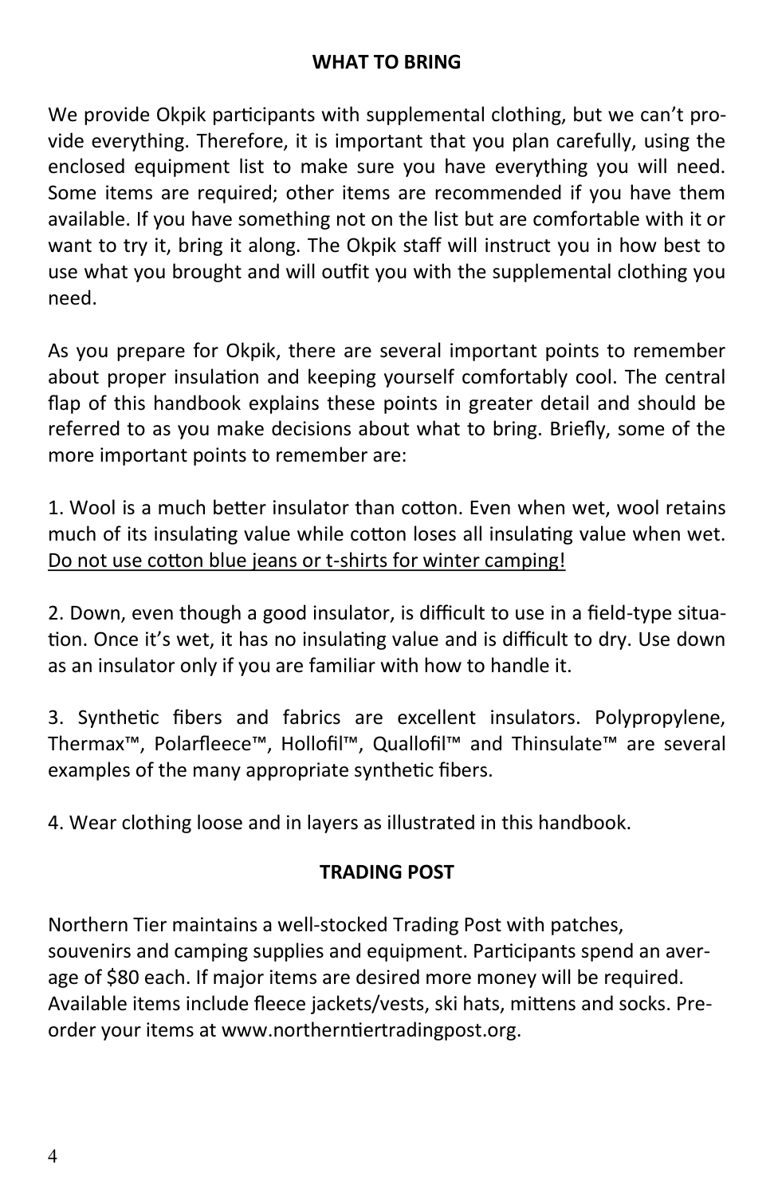## WHAT TO BRING

We provide Okpik participants with supplemental clothing, but we can't provide everything. Therefore, it is important that you plan carefully, using the enclosed equipment list to make sure you have everything you will need. Some items are required; other items are recommended if you have them available. If you have something not on the list but are comfortable with it or want to try it, bring it along. The Okpik staff will instruct you in how best to use what you brought and will outfit you with the supplemental clothing you need.

As you prepare for Okpik, there are several important points to remember about proper insulation and keeping yourself comfortably cool. The central flap of this handbook explains these points in greater detail and should be referred to as you make decisions about what to bring. Briefly, some of the more important points to remember are:

1. Wool is a much better insulator than cotton. Even when wet, wool retains much of its insulating value while cotton loses all insulating value when wet. <u>Do not use cotton blue jeans or t-shirts for winter camping!</u>

2. Down, even though a good insulator, is difficult to use in a field-type situation. Once it's wet, it has no insulating value and is difficult to dry. Use down as an insulator only if you are familiar with how to handle it.

3. Synthetic fibers and fabrics are excellent insulators. Polypropylene, Thermax™, Polarfleece™, Hollofil™, Quallofil™ and Thinsulate™ are several examples of the many appropriate synthetic fibers.

4. Wear clothing loose and in layers as illustrated in this handbook.

## TRADING POST

Northern Tier maintains a well-stocked Trading Post with patches, souvenirs and camping supplies and equipment. Participants spend an average of $80 each. If major items are desired more money will be required. Available items include fleece jackets/vests, ski hats, mittens and socks. Pre-order your items at www.northerntiertradingpost.org.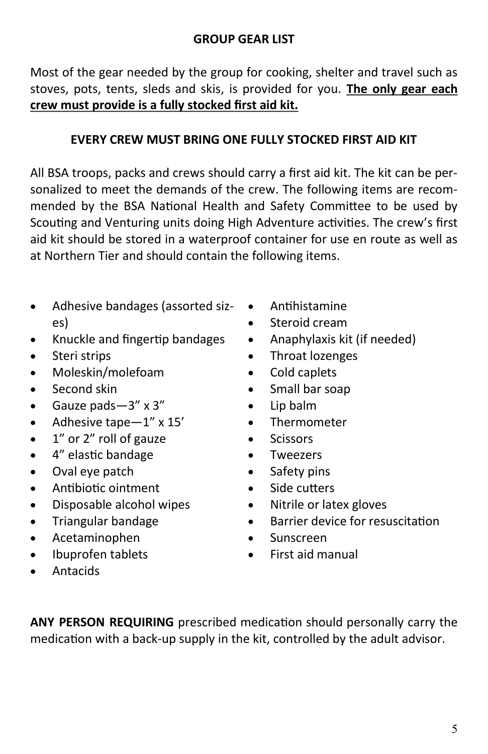## GROUP GEAR LIST

Most of the gear needed by the group for cooking, shelter and travel such as stoves, pots, tents, sleds and skis, is provided for you. **The only gear each crew must provide is a fully stocked first aid kit.**

### EVERY CREW MUST BRING ONE FULLY STOCKED FIRST AID KIT

All BSA troops, packs and crews should carry a first aid kit. The kit can be personalized to meet the demands of the crew. The following items are recommended by the BSA National Health and Safety Committee to be used by Scouting and Venturing units doing High Adventure activities. The crew's first aid kit should be stored in a waterproof container for use en route as well as at Northern Tier and should contain the following items.

- Adhesive bandages (assorted sizes)
- Knuckle and fingertip bandages
- Steri strips
- Moleskin/molefoam
- Second skin
- Gauze pads—3" x 3"
- Adhesive tape—1" x 15'
- 1" or 2" roll of gauze
- 4" elastic bandage
- Oval eye patch
- Antibiotic ointment
- Disposable alcohol wipes
- Triangular bandage
- Acetaminophen
- Ibuprofen tablets
- Antacids
- Antihistamine
- Steroid cream
- Anaphylaxis kit (if needed)
- Throat lozenges
- Cold caplets
- Small bar soap
- Lip balm
- Thermometer
- Scissors
- Tweezers
- Safety pins
- Side cutters
- Nitrile or latex gloves
- Barrier device for resuscitation
- Sunscreen
- First aid manual

**ANY PERSON REQUIRING** prescribed medication should personally carry the medication with a back-up supply in the kit, controlled by the adult advisor.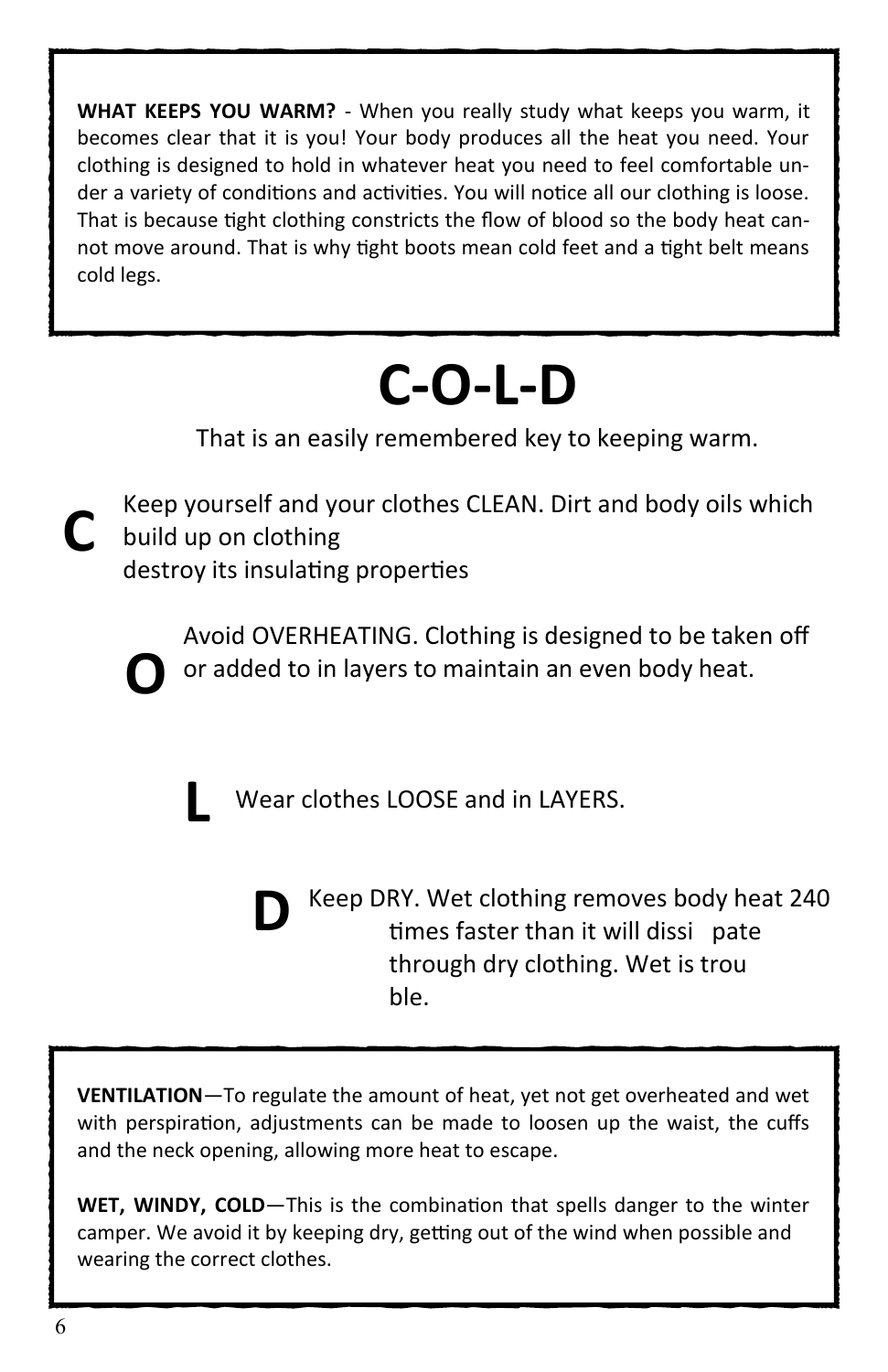**WHAT KEEPS YOU WARM?** - When you really study what keeps you warm, it becomes clear that it is you! Your body produces all the heat you need. Your clothing is designed to hold in whatever heat you need to feel comfortable under a variety of conditions and activities. You will notice all our clothing is loose. That is because tight clothing constricts the flow of blood so the body heat cannot move around. That is why tight boots mean cold feet and a tight belt means cold legs.

# C-O-L-D

That is an easily remembered key to keeping warm.

**C** Keep yourself and your clothes CLEAN. Dirt and body oils which build up on clothing destroy its insulating properties

**O** Avoid OVERHEATING. Clothing is designed to be taken off or added to in layers to maintain an even body heat.

**L** Wear clothes LOOSE and in LAYERS.

**D** Keep DRY. Wet clothing removes body heat 240 times faster than it will dissipate through dry clothing. Wet is trouble.

**VENTILATION**—To regulate the amount of heat, yet not get overheated and wet with perspiration, adjustments can be made to loosen up the waist, the cuffs and the neck opening, allowing more heat to escape.

**WET, WINDY, COLD**—This is the combination that spells danger to the winter camper. We avoid it by keeping dry, getting out of the wind when possible and wearing the correct clothes.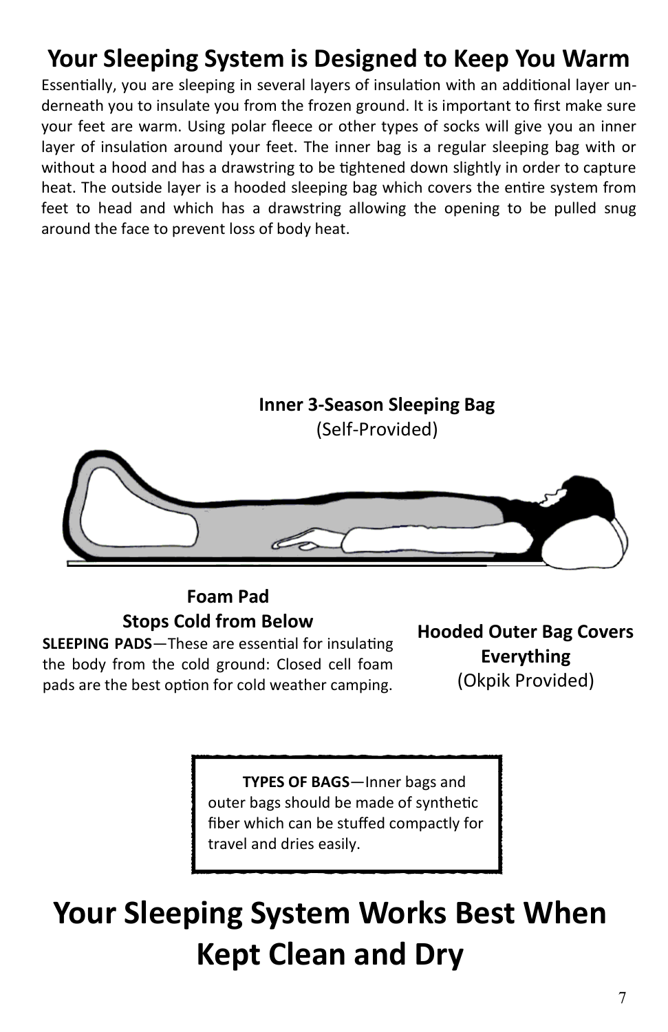## Your Sleeping System is Designed to Keep You Warm

Essentially, you are sleeping in several layers of insulation with an additional layer underneath you to insulate you from the frozen ground. It is important to first make sure your feet are warm. Using polar fleece or other types of socks will give you an inner layer of insulation around your feet. The inner bag is a regular sleeping bag with or without a hood and has a drawstring to be tightened down slightly in order to capture heat. The outside layer is a hooded sleeping bag which covers the entire system from feet to head and which has a drawstring allowing the opening to be pulled snug around the face to prevent loss of body heat.

**Inner 3-Season Sleeping Bag**
(Self-Provided)

**Foam Pad**
**Stops Cold from Below**

**SLEEPING PADS**—These are essential for insulating the body from the cold ground: Closed cell foam pads are the best option for cold weather camping.

**Hooded Outer Bag Covers Everything**
(Okpik Provided)

> **TYPES OF BAGS**—Inner bags and outer bags should be made of synthetic fiber which can be stuffed compactly for travel and dries easily.

# Your Sleeping System Works Best When Kept Clean and Dry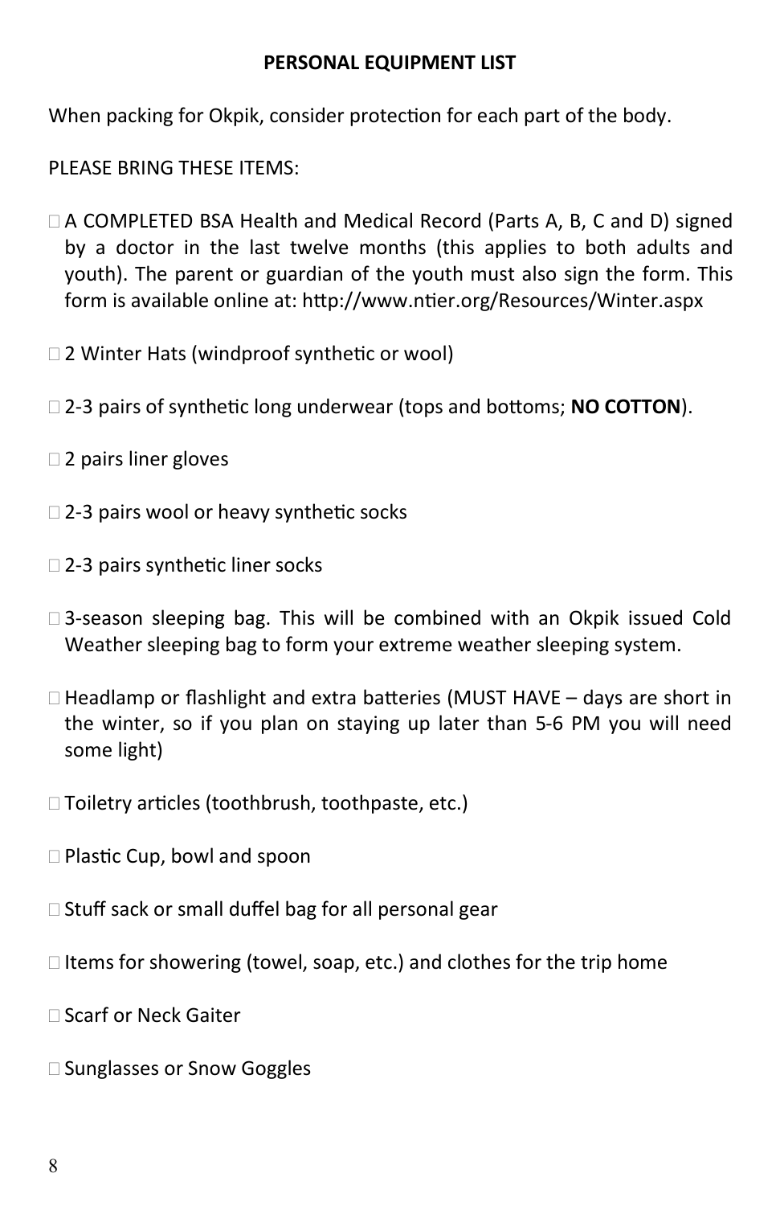**PERSONAL EQUIPMENT LIST**

When packing for Okpik, consider protection for each part of the body.

PLEASE BRING THESE ITEMS:

- ☐ A COMPLETED BSA Health and Medical Record (Parts A, B, C and D) signed by a doctor in the last twelve months (this applies to both adults and youth). The parent or guardian of the youth must also sign the form. This form is available online at: http://www.ntier.org/Resources/Winter.aspx
- ☐ 2 Winter Hats (windproof synthetic or wool)
- ☐ 2-3 pairs of synthetic long underwear (tops and bottoms; **NO COTTON**).
- ☐ 2 pairs liner gloves
- ☐ 2-3 pairs wool or heavy synthetic socks
- ☐ 2-3 pairs synthetic liner socks
- ☐ 3-season sleeping bag. This will be combined with an Okpik issued Cold Weather sleeping bag to form your extreme weather sleeping system.
- ☐ Headlamp or flashlight and extra batteries (MUST HAVE – days are short in the winter, so if you plan on staying up later than 5-6 PM you will need some light)
- ☐ Toiletry articles (toothbrush, toothpaste, etc.)
- ☐ Plastic Cup, bowl and spoon
- ☐ Stuff sack or small duffel bag for all personal gear
- ☐ Items for showering (towel, soap, etc.) and clothes for the trip home
- ☐ Scarf or Neck Gaiter
- ☐ Sunglasses or Snow Goggles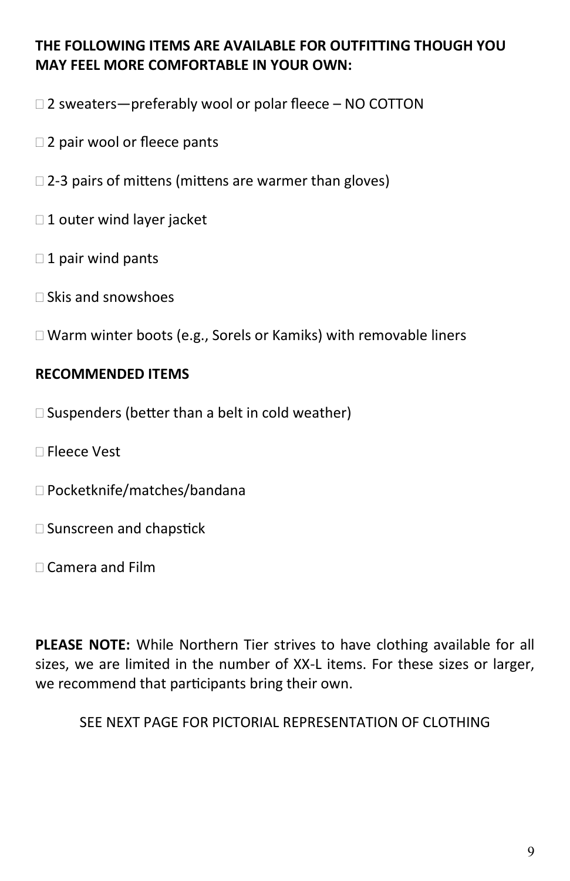**THE FOLLOWING ITEMS ARE AVAILABLE FOR OUTFITTING THOUGH YOU MAY FEEL MORE COMFORTABLE IN YOUR OWN:**

- ☐ 2 sweaters—preferably wool or polar fleece – NO COTTON
- ☐ 2 pair wool or fleece pants
- ☐ 2-3 pairs of mittens (mittens are warmer than gloves)
- ☐ 1 outer wind layer jacket
- ☐ 1 pair wind pants
- ☐ Skis and snowshoes
- ☐ Warm winter boots (e.g., Sorels or Kamiks) with removable liners

**RECOMMENDED ITEMS**

- ☐ Suspenders (better than a belt in cold weather)
- ☐ Fleece Vest
- ☐ Pocketknife/matches/bandana
- ☐ Sunscreen and chapstick
- ☐ Camera and Film

**PLEASE NOTE:** While Northern Tier strives to have clothing available for all sizes, we are limited in the number of XX-L items. For these sizes or larger, we recommend that participants bring their own.

SEE NEXT PAGE FOR PICTORIAL REPRESENTATION OF CLOTHING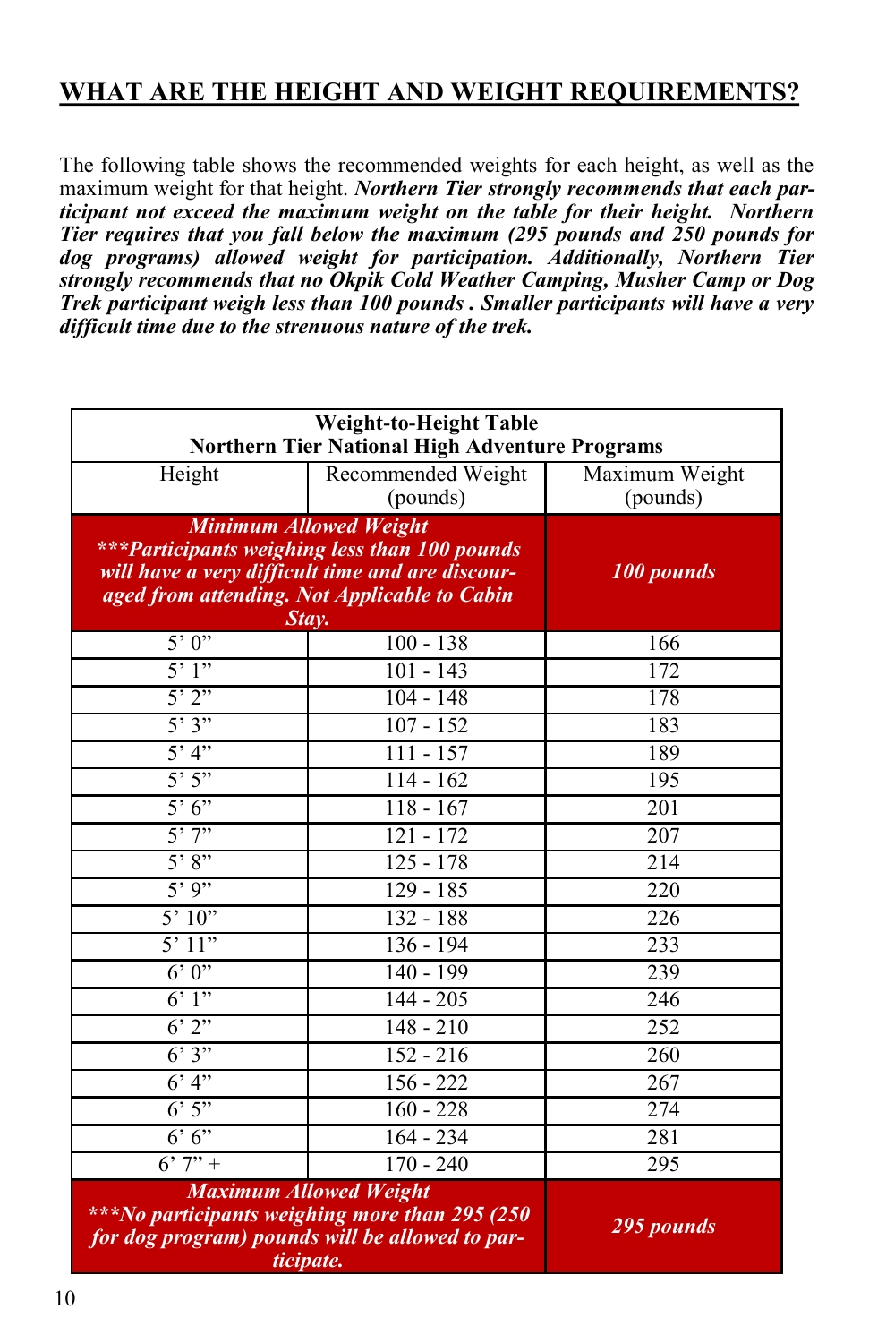## WHAT ARE THE HEIGHT AND WEIGHT REQUIREMENTS?

The following table shows the recommended weights for each height, as well as the maximum weight for that height. ***Northern Tier strongly recommends that each participant not exceed the maximum weight on the table for their height. Northern Tier requires that you fall below the maximum (295 pounds and 250 pounds for dog programs) allowed weight for participation. Additionally, Northern Tier strongly recommends that no Okpik Cold Weather Camping, Musher Camp or Dog Trek participant weigh less than 100 pounds . Smaller participants will have a very difficult time due to the strenuous nature of the trek.***

| **Weight-to-Height Table<br>Northern Tier National High Adventure Programs** | | |
|---|---|---|
| Height | Recommended Weight (pounds) | Maximum Weight (pounds) |
| ***Minimum Allowed Weight<br>\*\*\*Participants weighing less than 100 pounds will have a very difficult time and are discouraged from attending. Not Applicable to Cabin Stay.*** | | ***100 pounds*** |
| 5’ 0” | 100 - 138 | 166 |
| 5’ 1” | 101 - 143 | 172 |
| 5’ 2” | 104 - 148 | 178 |
| 5’ 3” | 107 - 152 | 183 |
| 5’ 4” | 111 - 157 | 189 |
| 5’ 5” | 114 - 162 | 195 |
| 5’ 6” | 118 - 167 | 201 |
| 5’ 7” | 121 - 172 | 207 |
| 5’ 8” | 125 - 178 | 214 |
| 5’ 9” | 129 - 185 | 220 |
| 5’ 10” | 132 - 188 | 226 |
| 5’ 11” | 136 - 194 | 233 |
| 6’ 0” | 140 - 199 | 239 |
| 6’ 1” | 144 - 205 | 246 |
| 6’ 2” | 148 - 210 | 252 |
| 6’ 3” | 152 - 216 | 260 |
| 6’ 4” | 156 - 222 | 267 |
| 6’ 5” | 160 - 228 | 274 |
| 6’ 6” | 164 - 234 | 281 |
| 6’ 7” + | 170 - 240 | 295 |
| ***Maximum Allowed Weight<br>\*\*\*No participants weighing more than 295 (250 for dog program) pounds will be allowed to participate.*** | | ***295 pounds*** |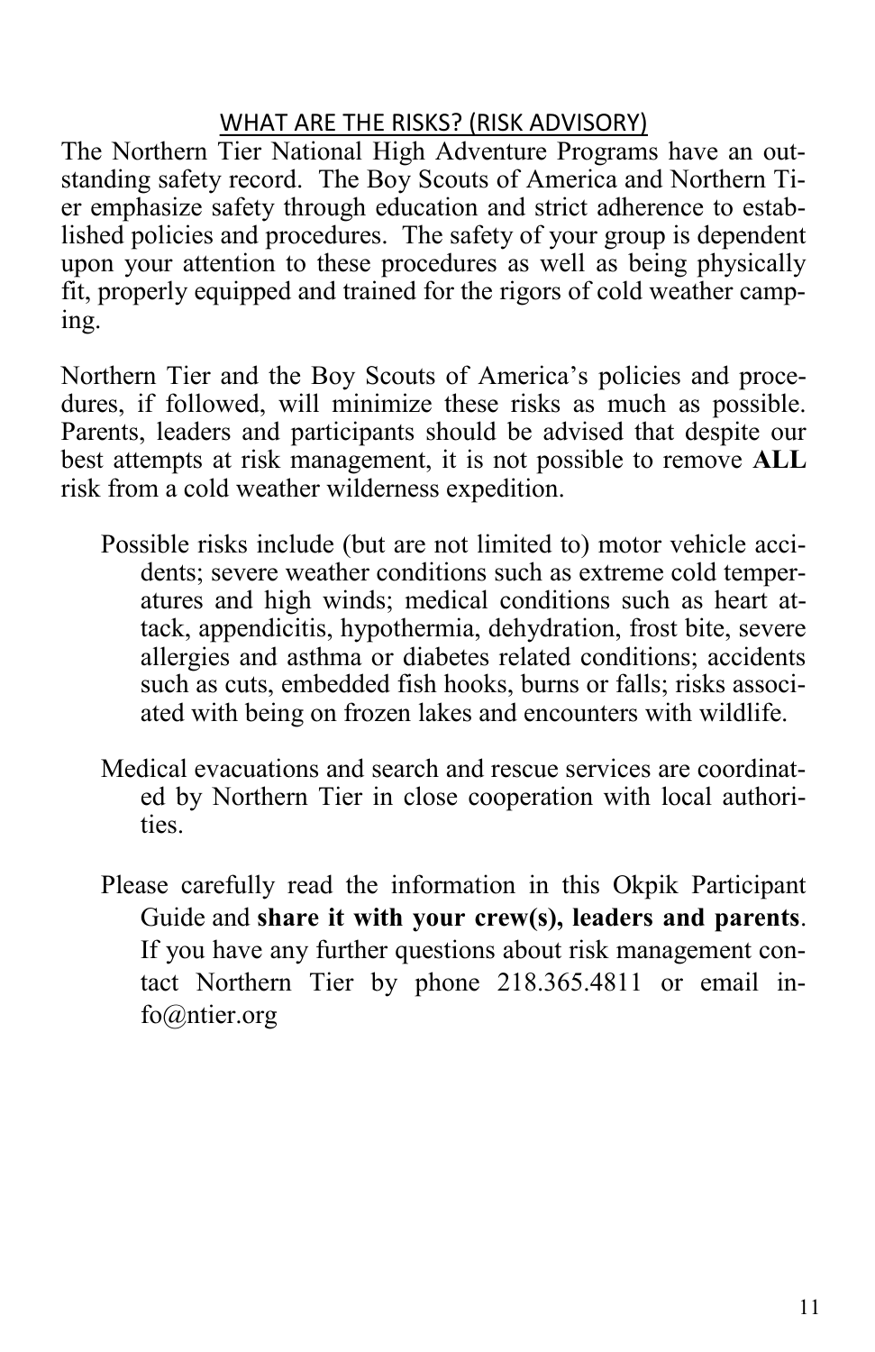## WHAT ARE THE RISKS? (RISK ADVISORY)

The Northern Tier National High Adventure Programs have an outstanding safety record. The Boy Scouts of America and Northern Tier emphasize safety through education and strict adherence to established policies and procedures. The safety of your group is dependent upon your attention to these procedures as well as being physically fit, properly equipped and trained for the rigors of cold weather camping.

Northern Tier and the Boy Scouts of America's policies and procedures, if followed, will minimize these risks as much as possible. Parents, leaders and participants should be advised that despite our best attempts at risk management, it is not possible to remove **ALL** risk from a cold weather wilderness expedition.

Possible risks include (but are not limited to) motor vehicle accidents; severe weather conditions such as extreme cold temperatures and high winds; medical conditions such as heart attack, appendicitis, hypothermia, dehydration, frost bite, severe allergies and asthma or diabetes related conditions; accidents such as cuts, embedded fish hooks, burns or falls; risks associated with being on frozen lakes and encounters with wildlife.

Medical evacuations and search and rescue services are coordinated by Northern Tier in close cooperation with local authorities.

Please carefully read the information in this Okpik Participant Guide and **share it with your crew(s), leaders and parents**. If you have any further questions about risk management contact Northern Tier by phone 218.365.4811 or email info@ntier.org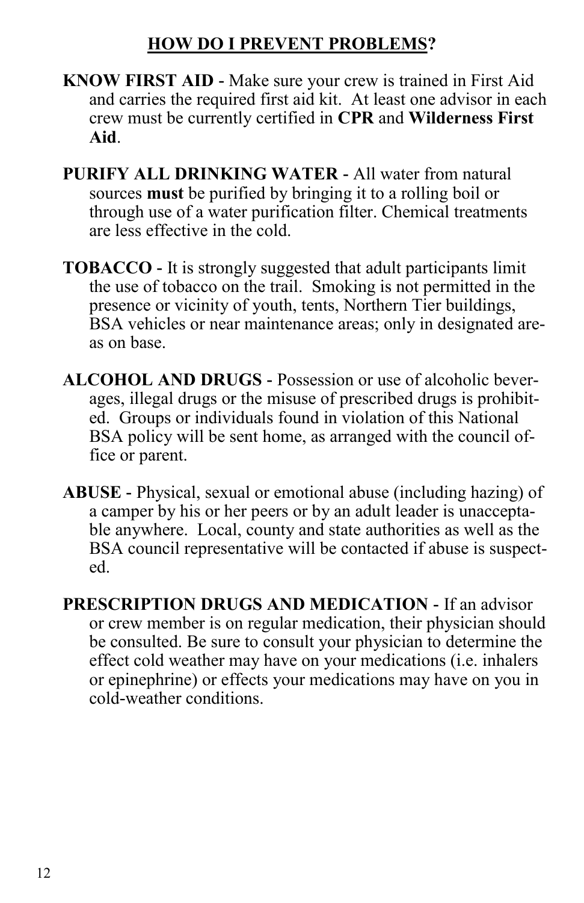## HOW DO I PREVENT PROBLEMS?

**KNOW FIRST AID** - Make sure your crew is trained in First Aid and carries the required first aid kit. At least one advisor in each crew must be currently certified in **CPR** and **Wilderness First Aid**.

**PURIFY ALL DRINKING WATER** - All water from natural sources **must** be purified by bringing it to a rolling boil or through use of a water purification filter. Chemical treatments are less effective in the cold.

**TOBACCO** - It is strongly suggested that adult participants limit the use of tobacco on the trail. Smoking is not permitted in the presence or vicinity of youth, tents, Northern Tier buildings, BSA vehicles or near maintenance areas; only in designated areas on base.

**ALCOHOL AND DRUGS** - Possession or use of alcoholic beverages, illegal drugs or the misuse of prescribed drugs is prohibited. Groups or individuals found in violation of this National BSA policy will be sent home, as arranged with the council office or parent.

**ABUSE** - Physical, sexual or emotional abuse (including hazing) of a camper by his or her peers or by an adult leader is unacceptable anywhere. Local, county and state authorities as well as the BSA council representative will be contacted if abuse is suspected.

**PRESCRIPTION DRUGS AND MEDICATION** - If an advisor or crew member is on regular medication, their physician should be consulted. Be sure to consult your physician to determine the effect cold weather may have on your medications (i.e. inhalers or epinephrine) or effects your medications may have on you in cold-weather conditions.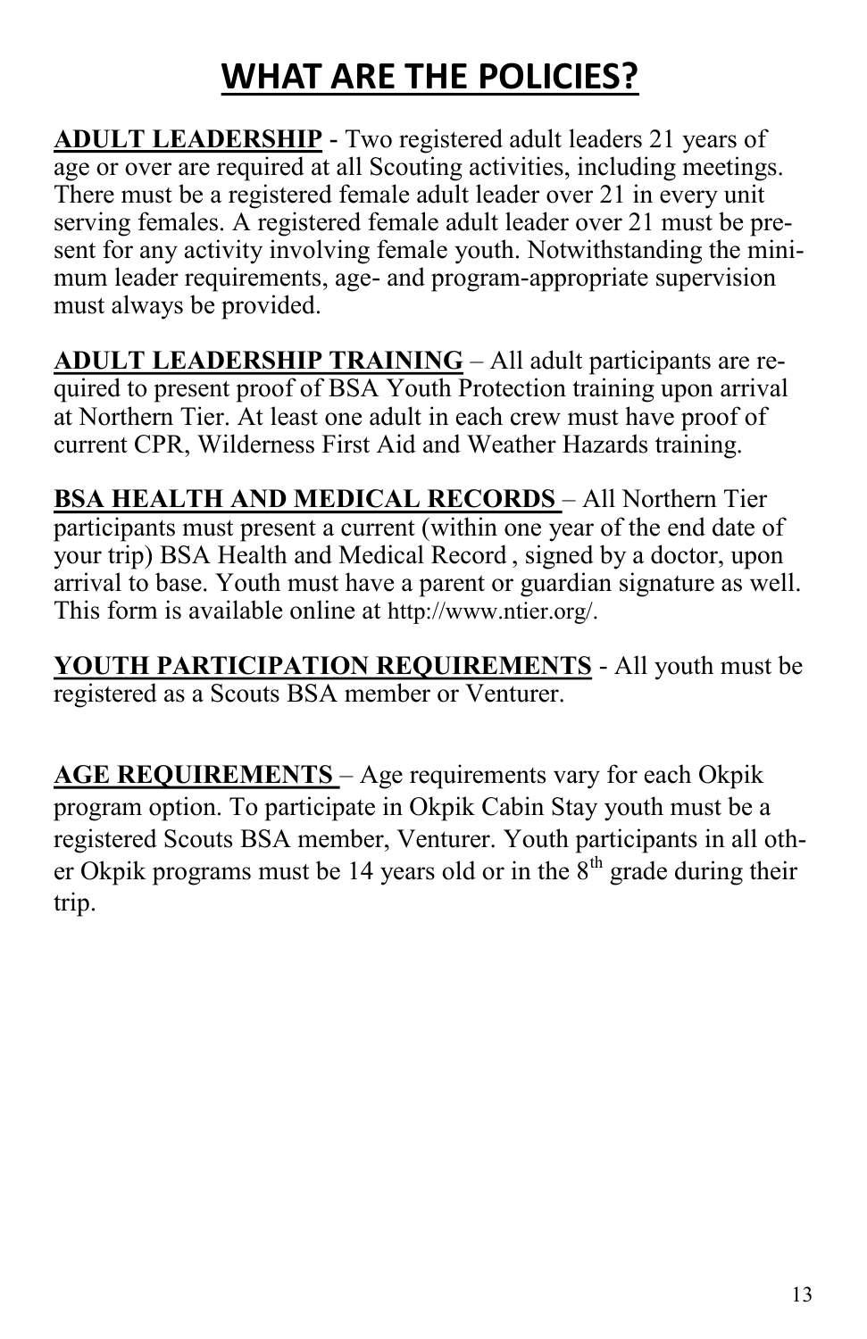# WHAT ARE THE POLICIES?

**ADULT LEADERSHIP** - Two registered adult leaders 21 years of age or over are required at all Scouting activities, including meetings. There must be a registered female adult leader over 21 in every unit serving females. A registered female adult leader over 21 must be present for any activity involving female youth. Notwithstanding the minimum leader requirements, age- and program-appropriate supervision must always be provided.

**ADULT LEADERSHIP TRAINING** – All adult participants are required to present proof of BSA Youth Protection training upon arrival at Northern Tier. At least one adult in each crew must have proof of current CPR, Wilderness First Aid and Weather Hazards training.

**BSA HEALTH AND MEDICAL RECORDS** – All Northern Tier participants must present a current (within one year of the end date of your trip) BSA Health and Medical Record , signed by a doctor, upon arrival to base. Youth must have a parent or guardian signature as well. This form is available online at http://www.ntier.org/.

**YOUTH PARTICIPATION REQUIREMENTS** - All youth must be registered as a Scouts BSA member or Venturer.

**AGE REQUIREMENTS** – Age requirements vary for each Okpik program option. To participate in Okpik Cabin Stay youth must be a registered Scouts BSA member, Venturer. Youth participants in all other Okpik programs must be 14 years old or in the 8th grade during their trip.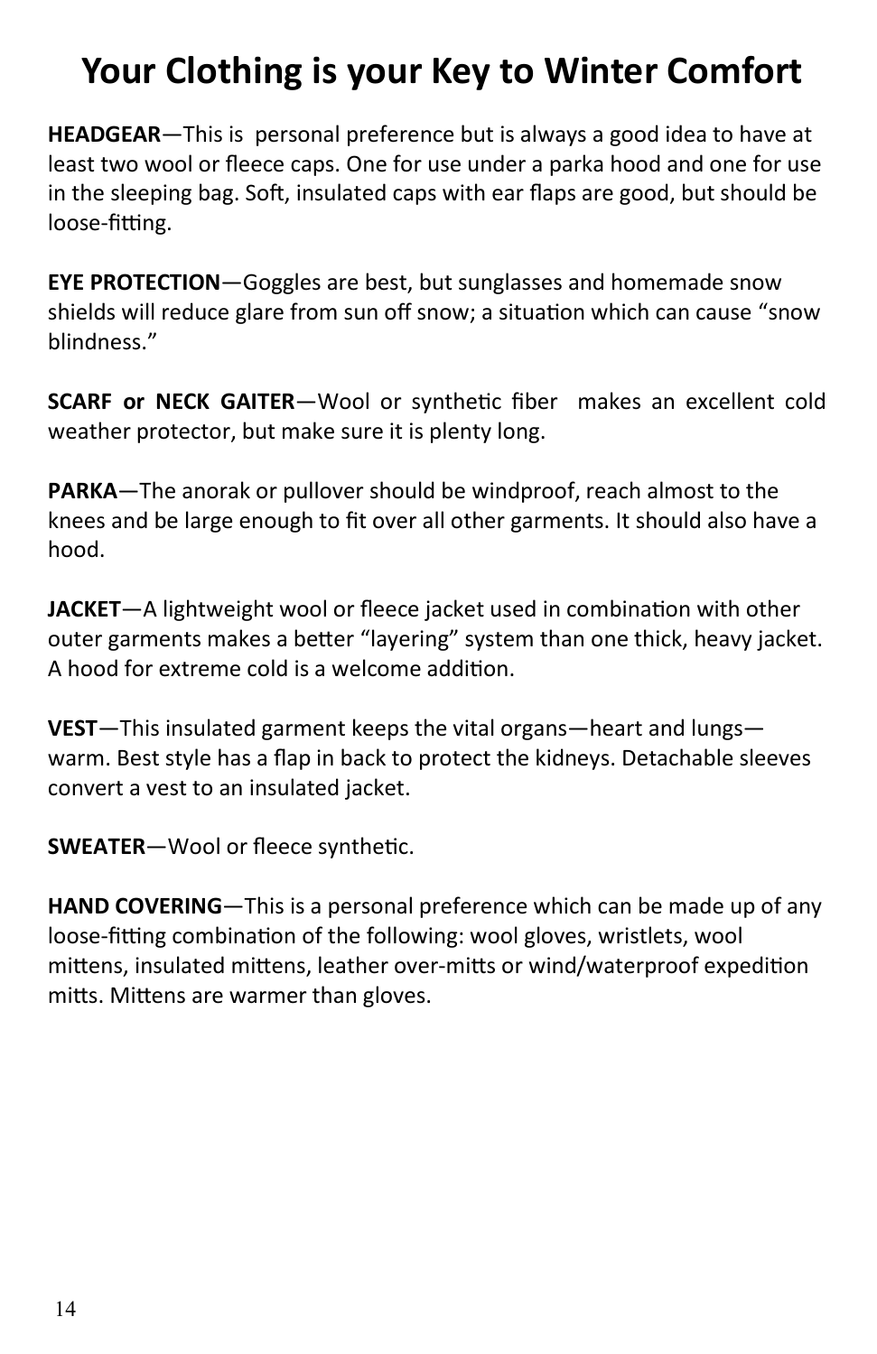# Your Clothing is your Key to Winter Comfort

**HEADGEAR**—This is personal preference but is always a good idea to have at least two wool or fleece caps. One for use under a parka hood and one for use in the sleeping bag. Soft, insulated caps with ear flaps are good, but should be loose-fitting.

**EYE PROTECTION**—Goggles are best, but sunglasses and homemade snow shields will reduce glare from sun off snow; a situation which can cause "snow blindness."

**SCARF or NECK GAITER**—Wool or synthetic fiber makes an excellent cold weather protector, but make sure it is plenty long.

**PARKA**—The anorak or pullover should be windproof, reach almost to the knees and be large enough to fit over all other garments. It should also have a hood.

**JACKET**—A lightweight wool or fleece jacket used in combination with other outer garments makes a better "layering" system than one thick, heavy jacket. A hood for extreme cold is a welcome addition.

**VEST**—This insulated garment keeps the vital organs—heart and lungs—warm. Best style has a flap in back to protect the kidneys. Detachable sleeves convert a vest to an insulated jacket.

**SWEATER**—Wool or fleece synthetic.

**HAND COVERING**—This is a personal preference which can be made up of any loose-fitting combination of the following: wool gloves, wristlets, wool mittens, insulated mittens, leather over-mitts or wind/waterproof expedition mitts. Mittens are warmer than gloves.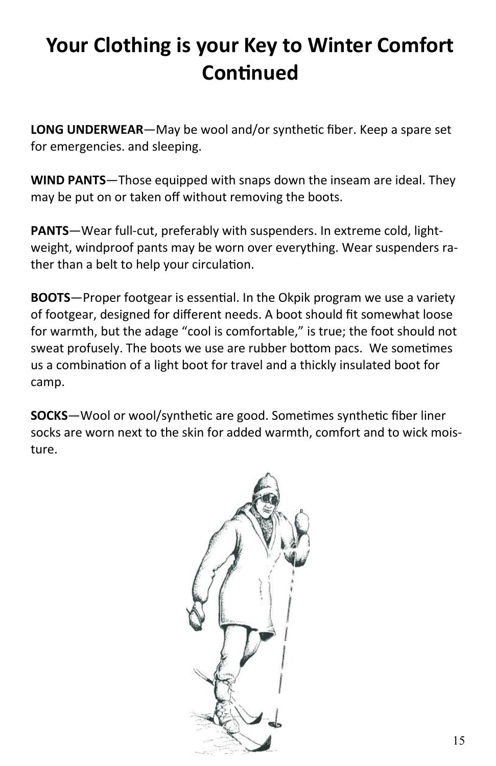# Your Clothing is your Key to Winter Comfort Continued

**LONG UNDERWEAR**—May be wool and/or synthetic fiber. Keep a spare set for emergencies. and sleeping.

**WIND PANTS**—Those equipped with snaps down the inseam are ideal. They may be put on or taken off without removing the boots.

**PANTS**—Wear full-cut, preferably with suspenders. In extreme cold, lightweight, windproof pants may be worn over everything. Wear suspenders rather than a belt to help your circulation.

**BOOTS**—Proper footgear is essential. In the Okpik program we use a variety of footgear, designed for different needs. A boot should fit somewhat loose for warmth, but the adage "cool is comfortable," is true; the foot should not sweat profusely. The boots we use are rubber bottom pacs. We sometimes us a combination of a light boot for travel and a thickly insulated boot for camp.

**SOCKS**—Wool or wool/synthetic are good. Sometimes synthetic fiber liner socks are worn next to the skin for added warmth, comfort and to wick moisture.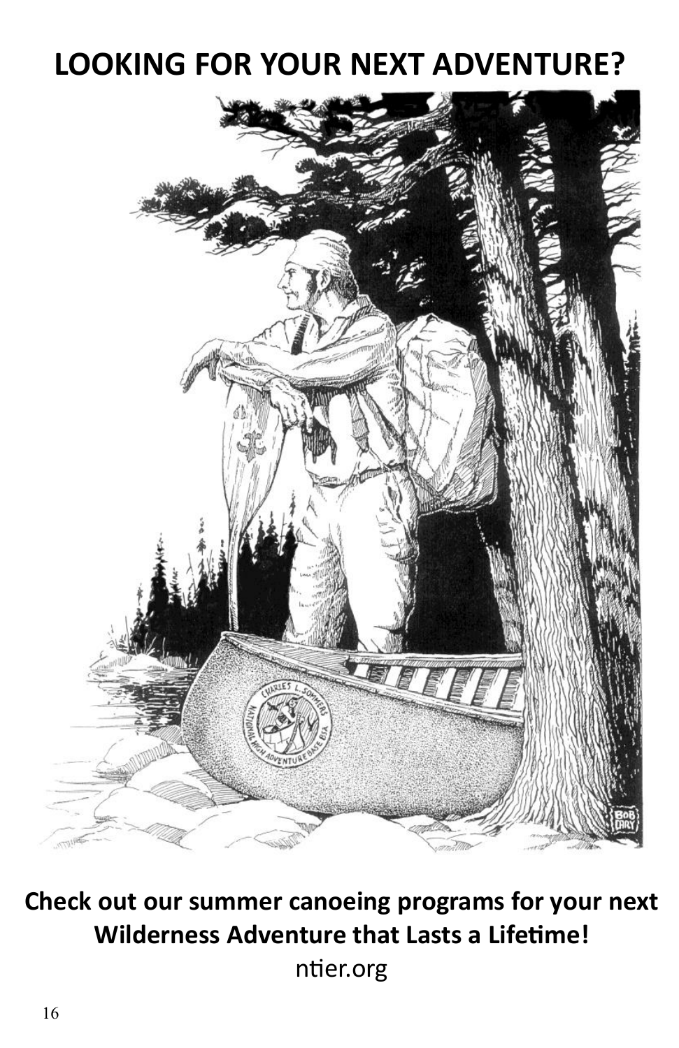# LOOKING FOR YOUR NEXT ADVENTURE?

**Check out our summer canoeing programs for your next Wilderness Adventure that Lasts a Lifetime!**

ntier.org